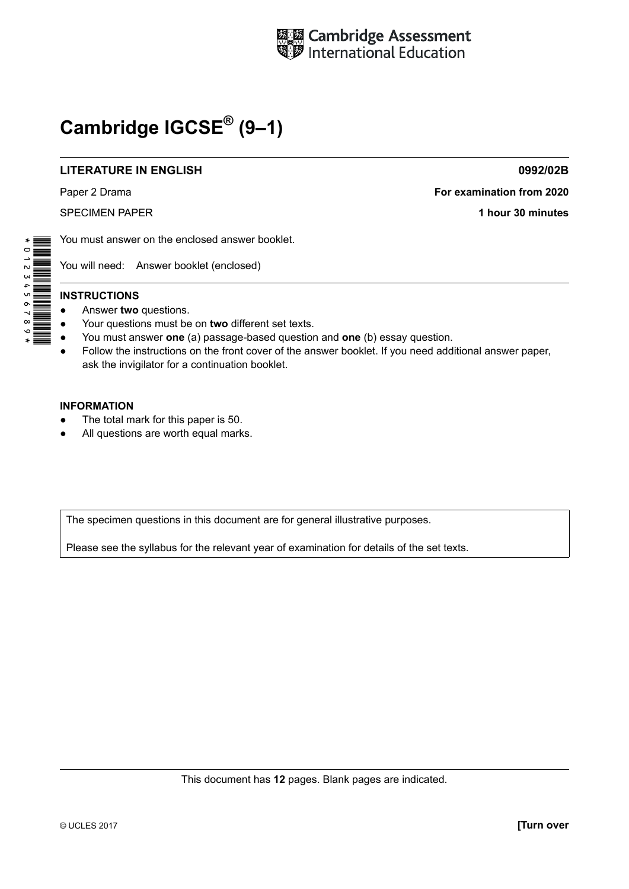Cambridge Assessment International Education

# Cambridge IGCSE® (9–1)

**LITERATURE IN ENGLISH** **0992/02B**

Paper 2 Drama **For examination from 2020**

SPECIMEN PAPER **1 hour 30 minutes**

You must answer on the enclosed answer booklet.

You will need: Answer booklet (enclosed)

**INSTRUCTIONS**

- Answer **two** questions.
- Your questions must be on **two** different set texts.
- You must answer **one** (a) passage-based question and **one** (b) essay question.
- Follow the instructions on the front cover of the answer booklet. If you need additional answer paper, ask the invigilator for a continuation booklet.

**INFORMATION**

- The total mark for this paper is 50.
- All questions are worth equal marks.

The specimen questions in this document are for general illustrative purposes.

Please see the syllabus for the relevant year of examination for details of the set texts.

This document has **12** pages. Blank pages are indicated.

© UCLES 2017 **[Turn over**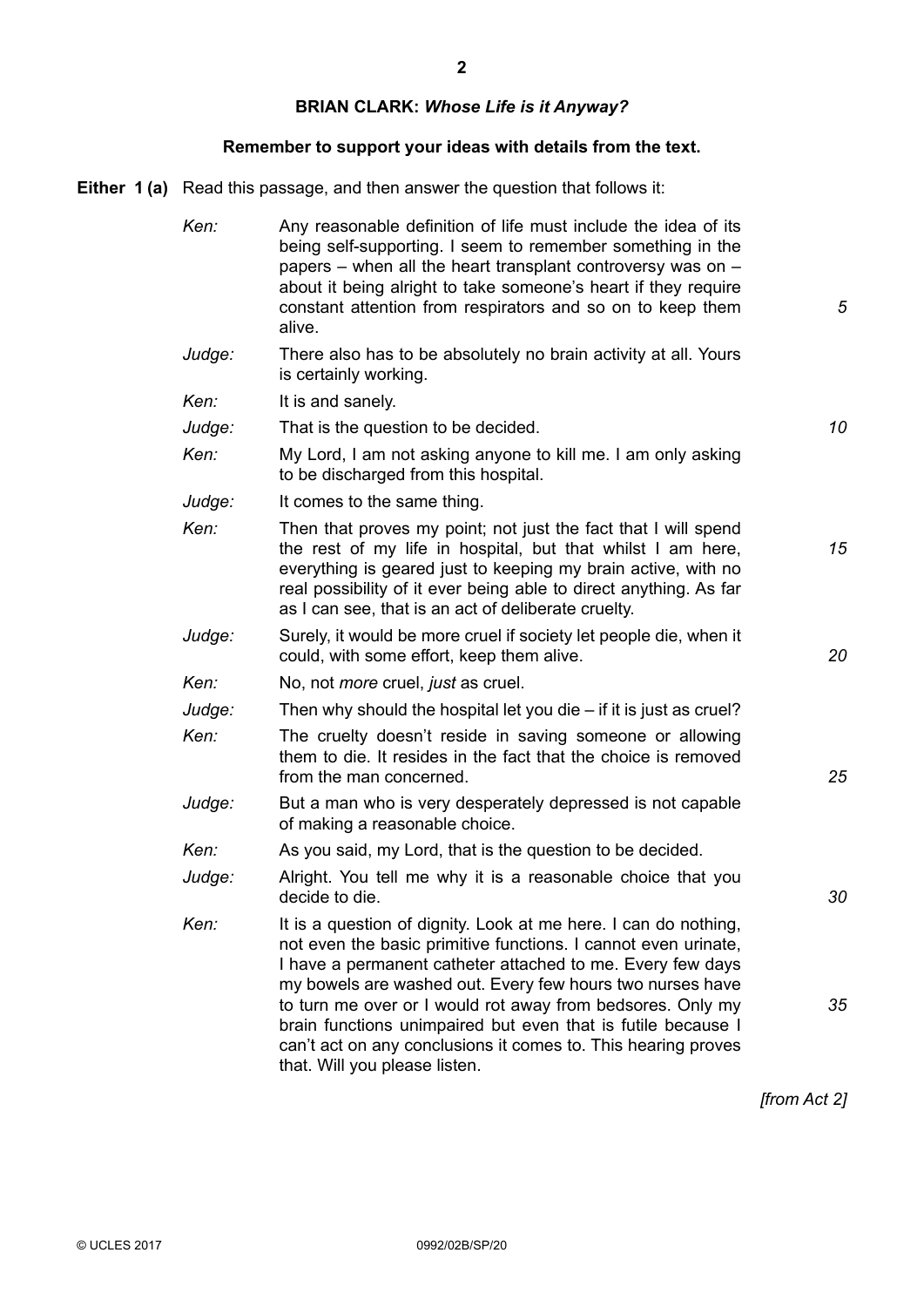## BRIAN CLARK: *Whose Life is it Anyway?*

**Remember to support your ideas with details from the text.**

**Either 1 (a)** Read this passage, and then answer the question that follows it:

*Ken:* Any reasonable definition of life must include the idea of its being self-supporting. I seem to remember something in the papers – when all the heart transplant controversy was on – about it being alright to take someone's heart if they require constant attention from respirators and so on to keep them alive. *5*

*Judge:* There also has to be absolutely no brain activity at all. Yours is certainly working.

*Ken:* It is and sanely.

*Judge:* That is the question to be decided. *10*

*Ken:* My Lord, I am not asking anyone to kill me. I am only asking to be discharged from this hospital.

*Judge:* It comes to the same thing.

*Ken:* Then that proves my point; not just the fact that I will spend the rest of my life in hospital, but that whilst I am here, everything is geared just to keeping my brain active, with no real possibility of it ever being able to direct anything. As far as I can see, that is an act of deliberate cruelty. *15*

*Judge:* Surely, it would be more cruel if society let people die, when it could, with some effort, keep them alive. *20*

*Ken:* No, not *more* cruel, *just* as cruel.

*Judge:* Then why should the hospital let you die – if it is just as cruel?

*Ken:* The cruelty doesn't reside in saving someone or allowing them to die. It resides in the fact that the choice is removed from the man concerned. *25*

*Judge:* But a man who is very desperately depressed is not capable of making a reasonable choice.

*Ken:* As you said, my Lord, that is the question to be decided.

*Judge:* Alright. You tell me why it is a reasonable choice that you decide to die. *30*

*Ken:* It is a question of dignity. Look at me here. I can do nothing, not even the basic primitive functions. I cannot even urinate, I have a permanent catheter attached to me. Every few days my bowels are washed out. Every few hours two nurses have to turn me over or I would rot away from bedsores. Only my brain functions unimpaired but even that is futile because I can't act on any conclusions it comes to. This hearing proves that. Will you please listen. *35*

*[from Act 2]*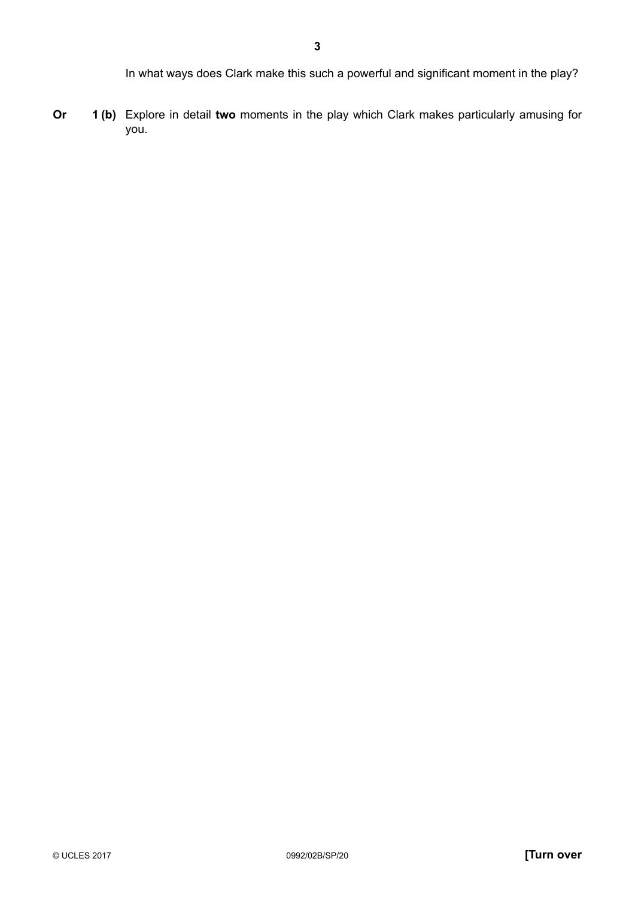In what ways does Clark make this such a powerful and significant moment in the play?

**Or** **1 (b)** Explore in detail **two** moments in the play which Clark makes particularly amusing for you.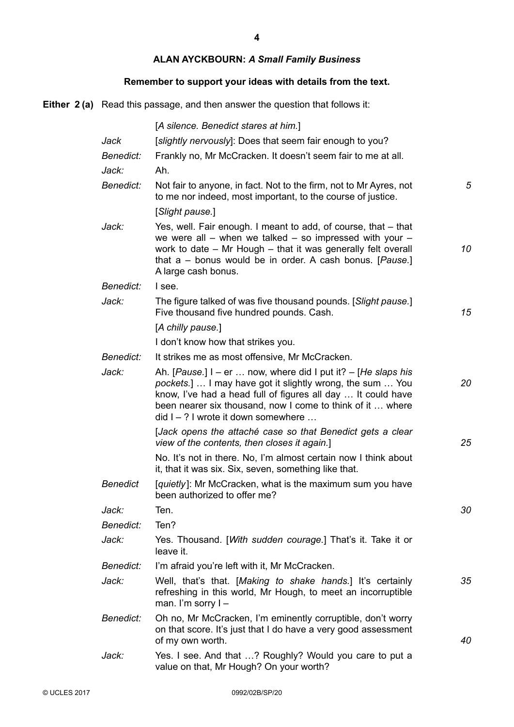## ALAN AYCKBOURN: *A Small Family Business*

**Remember to support your ideas with details from the text.**

**Either 2 (a)** Read this passage, and then answer the question that follows it:

[*A silence. Benedict stares at him.*]

*Jack* [*slightly nervously*]: Does that seem fair enough to you?

*Benedict:* Frankly no, Mr McCracken. It doesn't seem fair to me at all.

*Jack:* Ah.

*Benedict:* Not fair to anyone, in fact. Not to the firm, not to Mr Ayres, not to me nor indeed, most important, to the course of justice. *5*

[*Slight pause.*]

*Jack:* Yes, well. Fair enough. I meant to add, of course, that – that we were all – when we talked – so impressed with your – work to date – Mr Hough – that it was generally felt overall that a – bonus would be in order. A cash bonus. [*Pause.*] A large cash bonus. *10*

*Benedict:* I see.

*Jack:* The figure talked of was five thousand pounds. [*Slight pause.*] Five thousand five hundred pounds. Cash. *15*

[*A chilly pause.*]

I don't know how that strikes you.

*Benedict:* It strikes me as most offensive, Mr McCracken.

*Jack:* Ah. [*Pause.*] I – er … now, where did I put it? – [*He slaps his pockets.*] … I may have got it slightly wrong, the sum … You know, I've had a head full of figures all day … It could have been nearer six thousand, now I come to think of it … where did I – ? I wrote it down somewhere … *20*

[*Jack opens the attaché case so that Benedict gets a clear view of the contents, then closes it again.*] *25*

No. It's not in there. No, I'm almost certain now I think about it, that it was six. Six, seven, something like that.

*Benedict* [*quietly*]: Mr McCracken, what is the maximum sum you have been authorized to offer me?

*Jack:* Ten. *30*

*Benedict:* Ten?

*Jack:* Yes. Thousand. [*With sudden courage.*] That's it. Take it or leave it.

*Benedict:* I'm afraid you're left with it, Mr McCracken.

*Jack:* Well, that's that. [*Making to shake hands.*] It's certainly refreshing in this world, Mr Hough, to meet an incorruptible man. I'm sorry I – *35*

*Benedict:* Oh no, Mr McCracken, I'm eminently corruptible, don't worry on that score. It's just that I do have a very good assessment of my own worth. *40*

*Jack:* Yes. I see. And that …? Roughly? Would you care to put a value on that, Mr Hough? On your worth?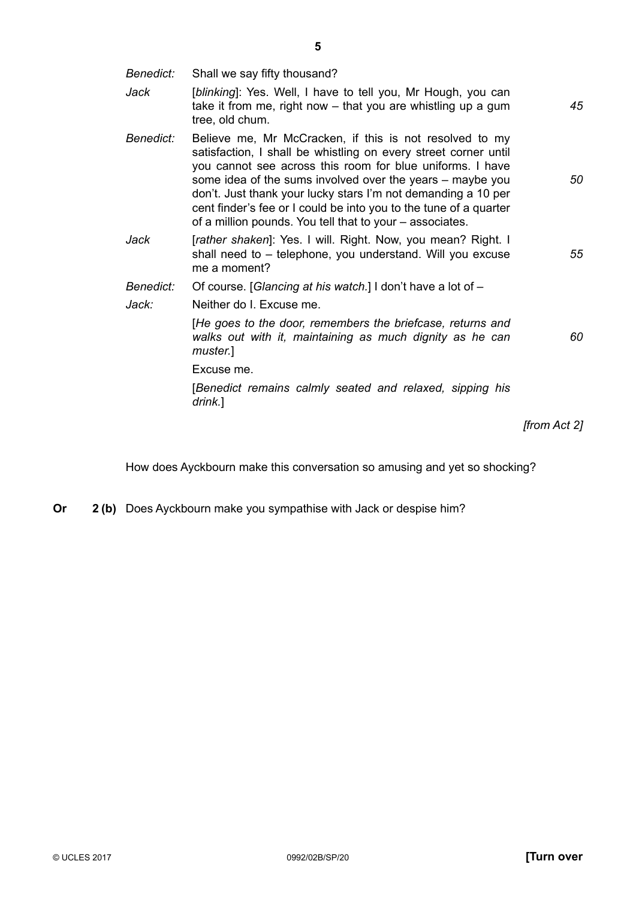*Benedict:* Shall we say fifty thousand?

*Jack* [*blinking*]: Yes. Well, I have to tell you, Mr Hough, you can take it from me, right now – that you are whistling up a gum tree, old chum. *45*

*Benedict:* Believe me, Mr McCracken, if this is not resolved to my satisfaction, I shall be whistling on every street corner until you cannot see across this room for blue uniforms. I have some idea of the sums involved over the years – maybe you don't. Just thank your lucky stars I'm not demanding a 10 per cent finder's fee or I could be into you to the tune of a quarter of a million pounds. You tell that to your – associates. *50*

*Jack* [*rather shaken*]: Yes. I will. Right. Now, you mean? Right. I shall need to – telephone, you understand. Will you excuse me a moment? *55*

*Benedict:* Of course. [*Glancing at his watch.*] I don't have a lot of –

*Jack:* Neither do I. Excuse me.

[*He goes to the door, remembers the briefcase, returns and walks out with it, maintaining as much dignity as he can muster.*] *60*

Excuse me.

[*Benedict remains calmly seated and relaxed, sipping his drink.*]

*[from Act 2]*

How does Ayckbourn make this conversation so amusing and yet so shocking?

**Or** **2 (b)** Does Ayckbourn make you sympathise with Jack or despise him?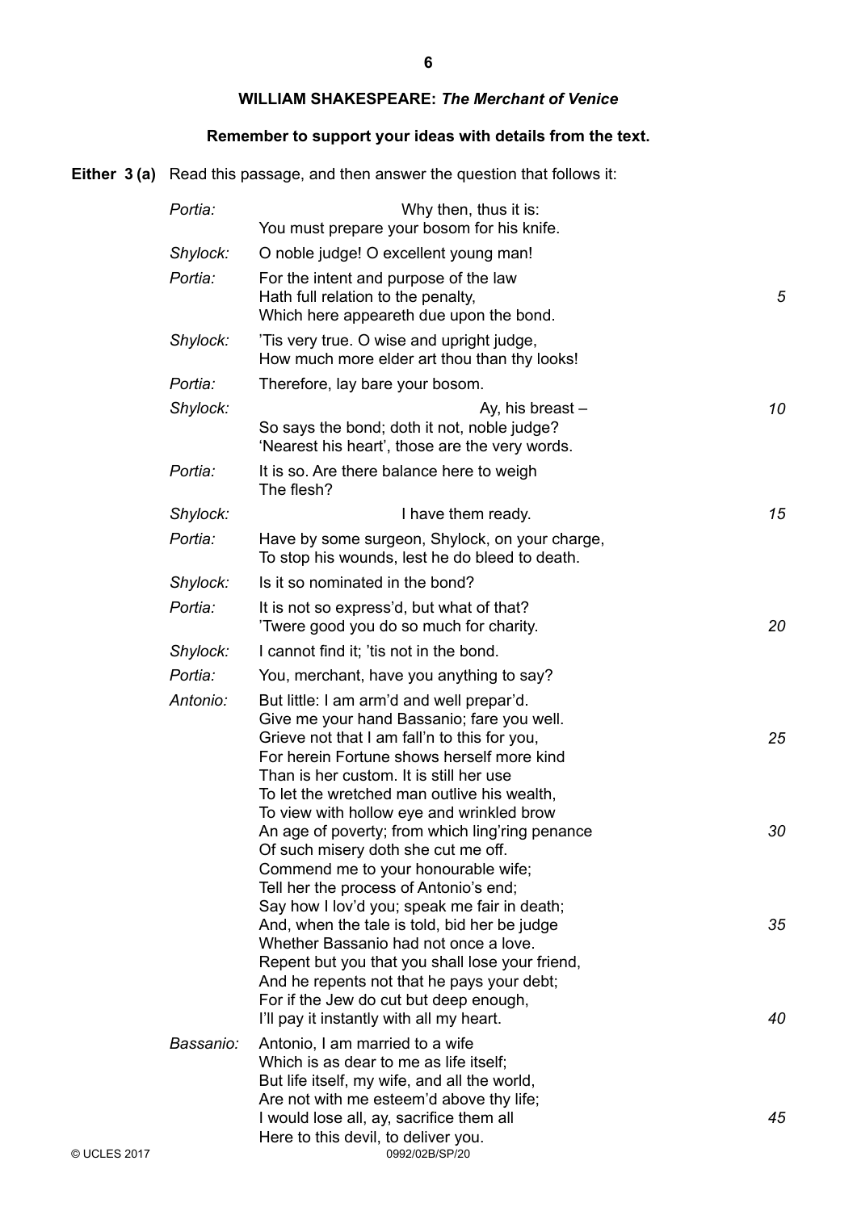## WILLIAM SHAKESPEARE: *The Merchant of Venice*

**Remember to support your ideas with details from the text.**

**Either 3 (a)** Read this passage, and then answer the question that follows it:

*Portia:* Why then, thus it is:
You must prepare your bosom for his knife.

*Shylock:* O noble judge! O excellent young man!

*Portia:* For the intent and purpose of the law
Hath full relation to the penalty, *5*
Which here appeareth due upon the bond.

*Shylock:* 'Tis very true. O wise and upright judge,
How much more elder art thou than thy looks!

*Portia:* Therefore, lay bare your bosom.

*Shylock:* Ay, his breast – *10*
So says the bond; doth it not, noble judge?
'Nearest his heart', those are the very words.

*Portia:* It is so. Are there balance here to weigh
The flesh?

*Shylock:* I have them ready. *15*

*Portia:* Have by some surgeon, Shylock, on your charge,
To stop his wounds, lest he do bleed to death.

*Shylock:* Is it so nominated in the bond?

*Portia:* It is not so express'd, but what of that?
'Twere good you do so much for charity. *20*

*Shylock:* I cannot find it; 'tis not in the bond.

*Portia:* You, merchant, have you anything to say?

*Antonio:* But little: I am arm'd and well prepar'd.
Give me your hand Bassanio; fare you well.
Grieve not that I am fall'n to this for you, *25*
For herein Fortune shows herself more kind
Than is her custom. It is still her use
To let the wretched man outlive his wealth,
To view with hollow eye and wrinkled brow
An age of poverty; from which ling'ring penance *30*
Of such misery doth she cut me off.
Commend me to your honourable wife;
Tell her the process of Antonio's end;
Say how I lov'd you; speak me fair in death;
And, when the tale is told, bid her be judge *35*
Whether Bassanio had not once a love.
Repent but you that you shall lose your friend,
And he repents not that he pays your debt;
For if the Jew do cut but deep enough,
I'll pay it instantly with all my heart. *40*

*Bassanio:* Antonio, I am married to a wife
Which is as dear to me as life itself;
But life itself, my wife, and all the world,
Are not with me esteem'd above thy life;
I would lose all, ay, sacrifice them all *45*
Here to this devil, to deliver you.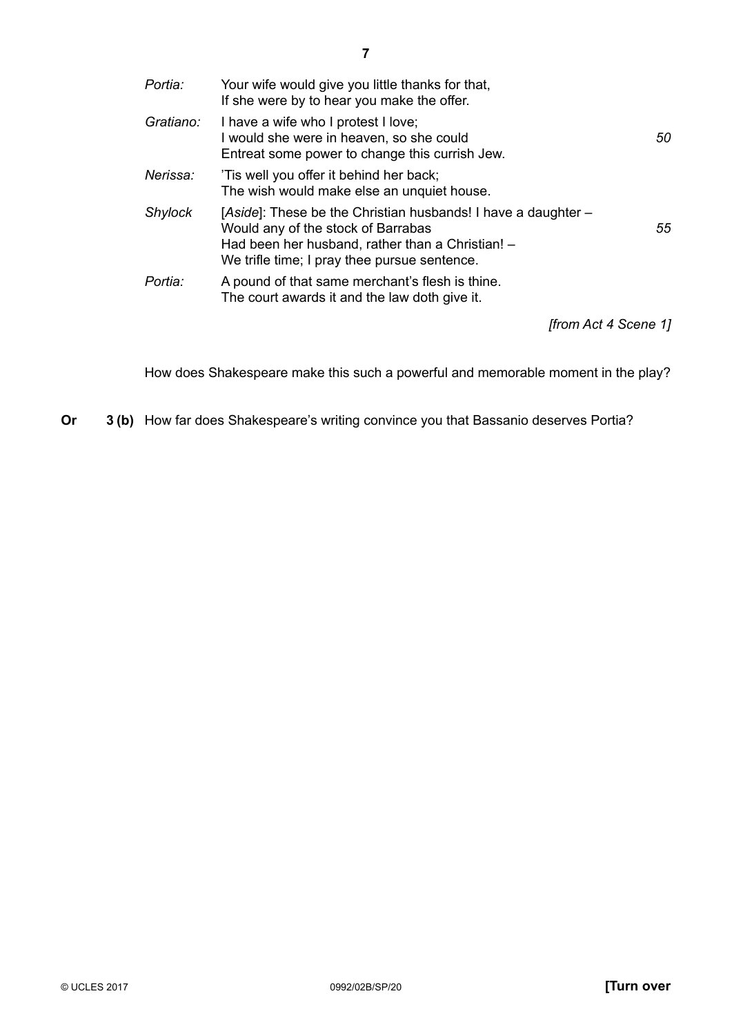| | | |
|---|---|---|
| *Portia:* | Your wife would give you little thanks for that,<br>If she were by to hear you make the offer. | |
| *Gratiano:* | I have a wife who I protest I love;<br>I would she were in heaven, so she could<br>Entreat some power to change this currish Jew. | *50* |
| *Nerissa:* | 'Tis well you offer it behind her back;<br>The wish would make else an unquiet house. | |
| *Shylock* | [*Aside*]: These be the Christian husbands! I have a daughter –<br>Would any of the stock of Barrabas<br>Had been her husband, rather than a Christian! –<br>We trifle time; I pray thee pursue sentence. | *55* |
| *Portia:* | A pound of that same merchant's flesh is thine.<br>The court awards it and the law doth give it. | |

*[from Act 4 Scene 1]*

How does Shakespeare make this such a powerful and memorable moment in the play?

**Or** **3 (b)** How far does Shakespeare's writing convince you that Bassanio deserves Portia?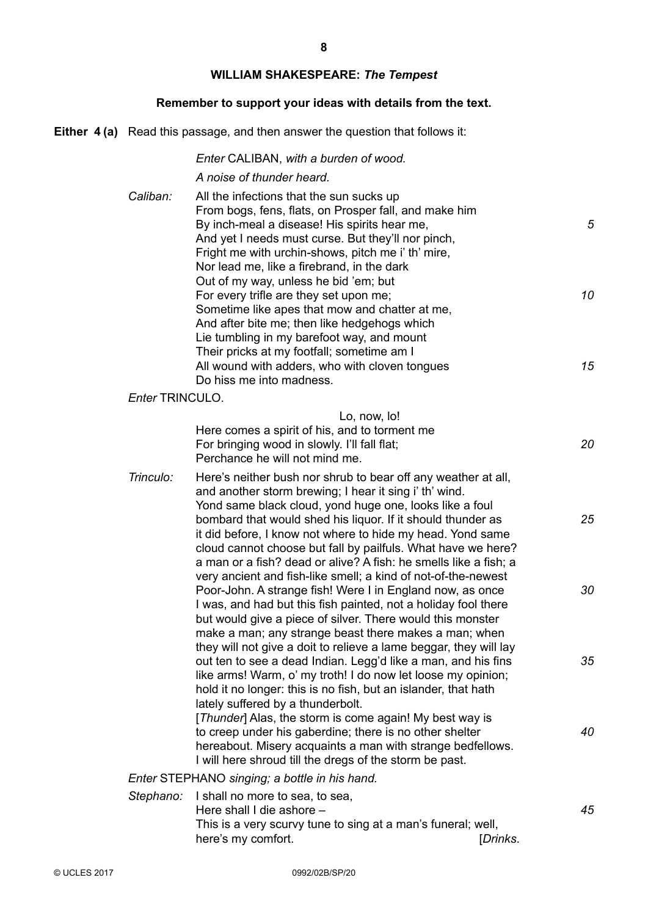## WILLIAM SHAKESPEARE: *The Tempest*

**Remember to support your ideas with details from the text.**

**Either 4 (a)** Read this passage, and then answer the question that follows it:

*Enter* CALIBAN, *with a burden of wood.*

*A noise of thunder heard.*

*Caliban:* All the infections that the sun sucks up
From bogs, fens, flats, on Prosper fall, and make him
By inch-meal a disease! His spirits hear me, *5*
And yet I needs must curse. But they'll nor pinch,
Fright me with urchin-shows, pitch me i' th' mire,
Nor lead me, like a firebrand, in the dark
Out of my way, unless he bid 'em; but
For every trifle are they set upon me; *10*
Sometime like apes that mow and chatter at me,
And after bite me; then like hedgehogs which
Lie tumbling in my barefoot way, and mount
Their pricks at my footfall; sometime am I
All wound with adders, who with cloven tongues *15*
Do hiss me into madness.

*Enter* TRINCULO.

Lo, now, lo!
Here comes a spirit of his, and to torment me
For bringing wood in slowly. I'll fall flat; *20*
Perchance he will not mind me.

*Trinculo:* Here's neither bush nor shrub to bear off any weather at all, and another storm brewing; I hear it sing i' th' wind. Yond same black cloud, yond huge one, looks like a foul bombard that would shed his liquor. If it should thunder as *25* it did before, I know not where to hide my head. Yond same cloud cannot choose but fall by pailfuls. What have we here? a man or a fish? dead or alive? A fish: he smells like a fish; a very ancient and fish-like smell; a kind of not-of-the-newest Poor-John. A strange fish! Were I in England now, as once *30* I was, and had but this fish painted, not a holiday fool there but would give a piece of silver. There would this monster make a man; any strange beast there makes a man; when they will not give a doit to relieve a lame beggar, they will lay out ten to see a dead Indian. Legg'd like a man, and his fins *35* like arms! Warm, o' my troth! I do now let loose my opinion; hold it no longer: this is no fish, but an islander, that hath lately suffered by a thunderbolt.
[*Thunder*] Alas, the storm is come again! My best way is to creep under his gaberdine; there is no other shelter *40* hereabout. Misery acquaints a man with strange bedfellows. I will here shroud till the dregs of the storm be past.

*Enter* STEPHANO *singing; a bottle in his hand.*

*Stephano:* I shall no more to sea, to sea,
Here shall I die ashore – *45*
This is a very scurvy tune to sing at a man's funeral; well,
here's my comfort. [*Drinks*.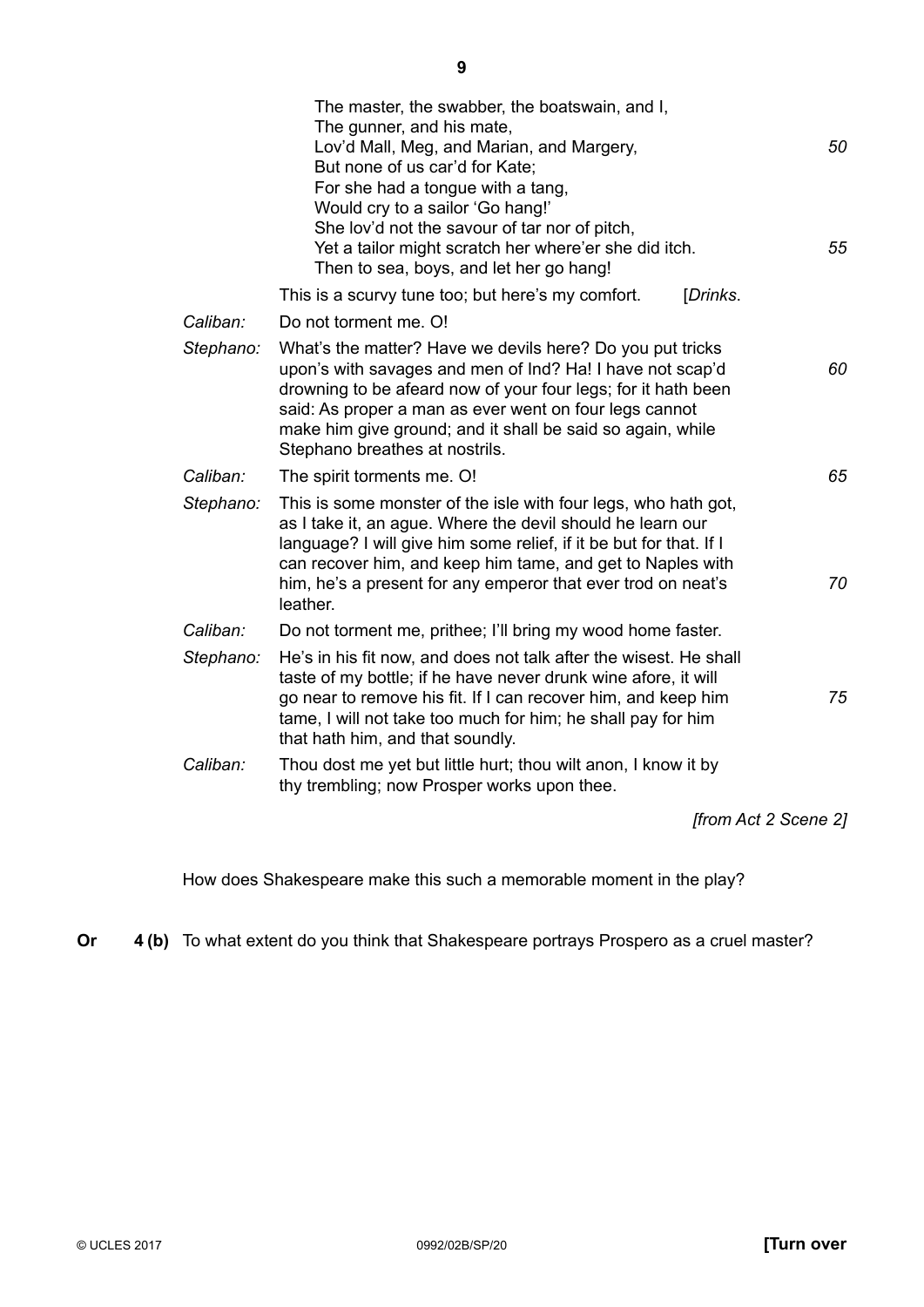The master, the swabber, the boatswain, and I,
The gunner, and his mate,
Lov'd Mall, Meg, and Marian, and Margery, *50*
But none of us car'd for Kate;
For she had a tongue with a tang,
Would cry to a sailor 'Go hang!'
She lov'd not the savour of tar nor of pitch,
Yet a tailor might scratch her where'er she did itch. *55*
Then to sea, boys, and let her go hang!

This is a scurvy tune too; but here's my comfort. [*Drinks*.

*Caliban:* Do not torment me. O!

*Stephano:* What's the matter? Have we devils here? Do you put tricks upon's with savages and men of Ind? Ha! I have not scap'd *60* drowning to be afeard now of your four legs; for it hath been said: As proper a man as ever went on four legs cannot make him give ground; and it shall be said so again, while Stephano breathes at nostrils.

*Caliban:* The spirit torments me. O! *65*

*Stephano:* This is some monster of the isle with four legs, who hath got, as I take it, an ague. Where the devil should he learn our language? I will give him some relief, if it be but for that. If I can recover him, and keep him tame, and get to Naples with him, he's a present for any emperor that ever trod on neat's *70* leather.

*Caliban:* Do not torment me, prithee; I'll bring my wood home faster.

*Stephano:* He's in his fit now, and does not talk after the wisest. He shall taste of my bottle; if he have never drunk wine afore, it will go near to remove his fit. If I can recover him, and keep him *75* tame, I will not take too much for him; he shall pay for him that hath him, and that soundly.

*Caliban:* Thou dost me yet but little hurt; thou wilt anon, I know it by thy trembling; now Prosper works upon thee.

*[from Act 2 Scene 2]*

How does Shakespeare make this such a memorable moment in the play?

**Or 4 (b)** To what extent do you think that Shakespeare portrays Prospero as a cruel master?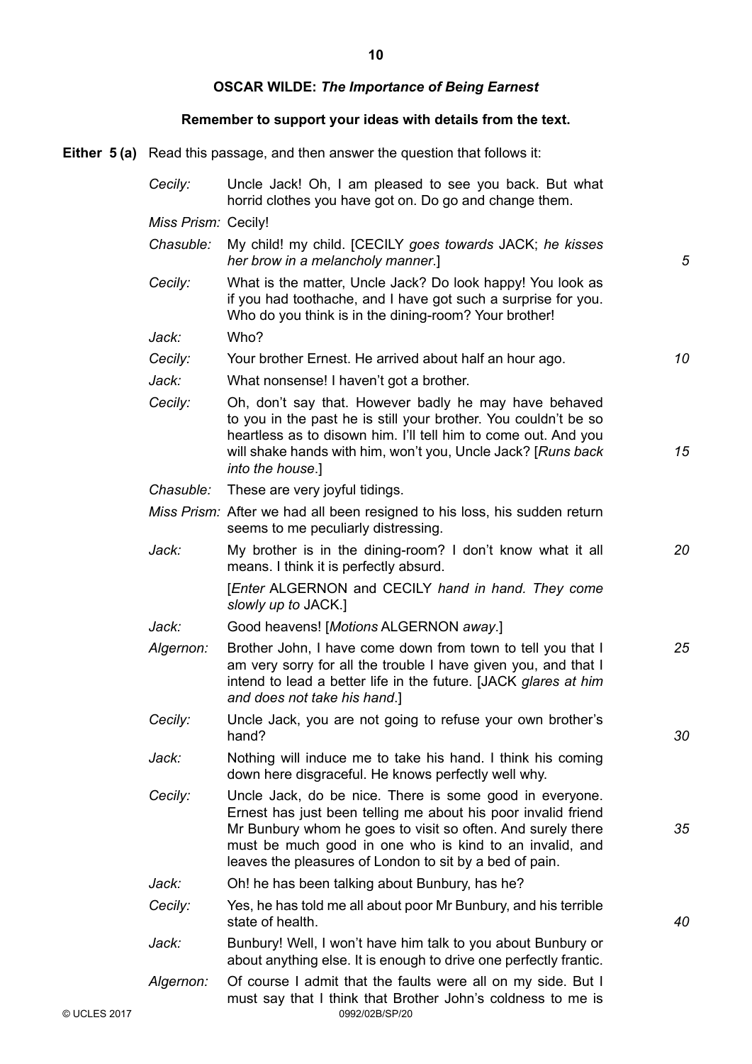## OSCAR WILDE: *The Importance of Being Earnest*

**Remember to support your ideas with details from the text.**

**Either 5 (a)** Read this passage, and then answer the question that follows it:

| | | |
|---|---|---|
| *Cecily:* | Uncle Jack! Oh, I am pleased to see you back. But what horrid clothes you have got on. Do go and change them. | |
| *Miss Prism:* | Cecily! | |
| *Chasuble:* | My child! my child. [CECILY *goes towards* JACK; *he kisses her brow in a melancholy manner*.] | 5 |
| *Cecily:* | What is the matter, Uncle Jack? Do look happy! You look as if you had toothache, and I have got such a surprise for you. Who do you think is in the dining-room? Your brother! | |
| *Jack:* | Who? | |
| *Cecily:* | Your brother Ernest. He arrived about half an hour ago. | 10 |
| *Jack:* | What nonsense! I haven't got a brother. | |
| *Cecily:* | Oh, don't say that. However badly he may have behaved to you in the past he is still your brother. You couldn't be so heartless as to disown him. I'll tell him to come out. And you will shake hands with him, won't you, Uncle Jack? [*Runs back into the house*.] | 15 |
| *Chasuble:* | These are very joyful tidings. | |
| *Miss Prism:* | After we had all been resigned to his loss, his sudden return seems to me peculiarly distressing. | |
| *Jack:* | My brother is in the dining-room? I don't know what it all means. I think it is perfectly absurd. | 20 |
| | [*Enter* ALGERNON *and* CECILY *hand in hand. They come slowly up to* JACK.] | |
| *Jack:* | Good heavens! [*Motions* ALGERNON *away*.] | |
| *Algernon:* | Brother John, I have come down from town to tell you that I am very sorry for all the trouble I have given you, and that I intend to lead a better life in the future. [JACK *glares at him and does not take his hand*.] | 25 |
| *Cecily:* | Uncle Jack, you are not going to refuse your own brother's hand? | 30 |
| *Jack:* | Nothing will induce me to take his hand. I think his coming down here disgraceful. He knows perfectly well why. | |
| *Cecily:* | Uncle Jack, do be nice. There is some good in everyone. Ernest has just been telling me about his poor invalid friend Mr Bunbury whom he goes to visit so often. And surely there must be much good in one who is kind to an invalid, and leaves the pleasures of London to sit by a bed of pain. | 35 |
| *Jack:* | Oh! he has been talking about Bunbury, has he? | |
| *Cecily:* | Yes, he has told me all about poor Mr Bunbury, and his terrible state of health. | 40 |
| *Jack:* | Bunbury! Well, I won't have him talk to you about Bunbury or about anything else. It is enough to drive one perfectly frantic. | |
| *Algernon:* | Of course I admit that the faults were all on my side. But I must say that I think that Brother John's coldness to me is | |

© UCLES 2017 0992/02B/SP/20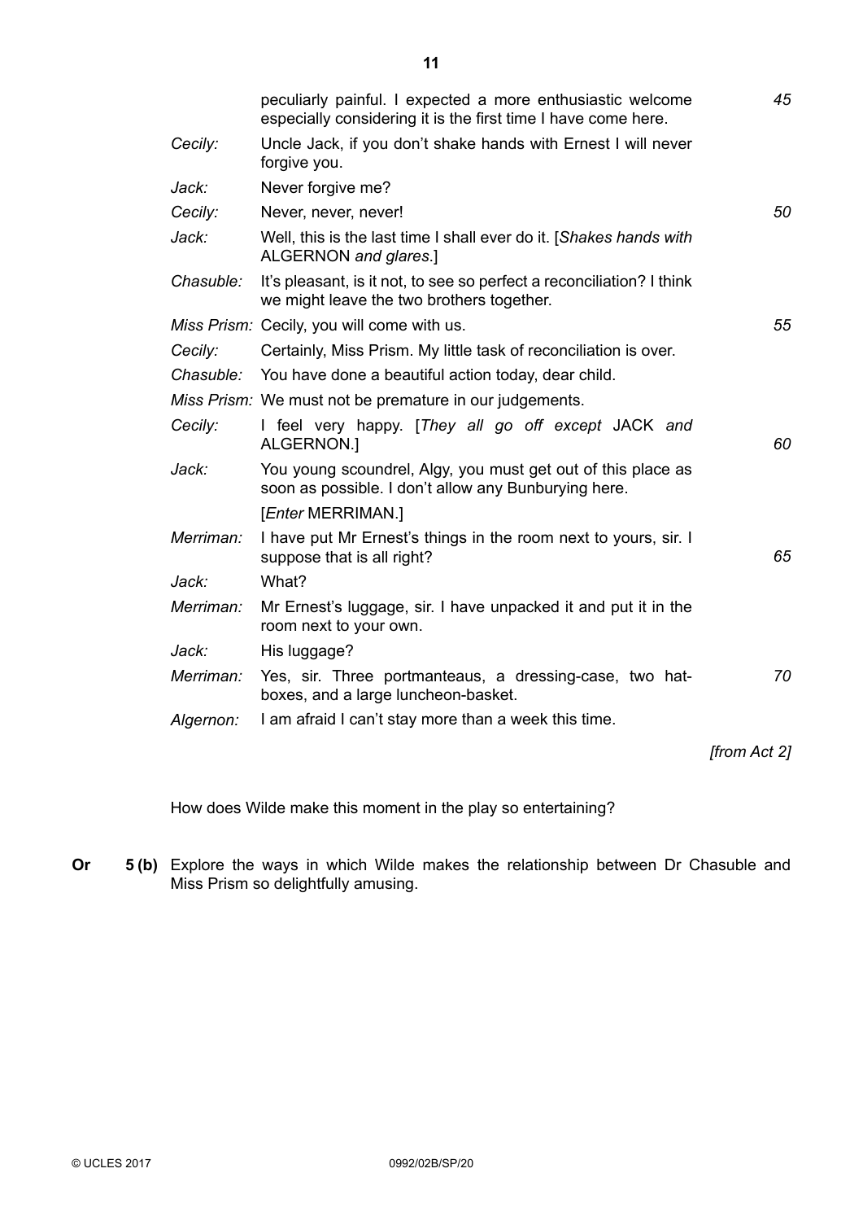| | | |
|---|---|---|
| | peculiarly painful. I expected a more enthusiastic welcome especially considering it is the first time I have come here. | *45* |
| *Cecily:* | Uncle Jack, if you don't shake hands with Ernest I will never forgive you. | |
| *Jack:* | Never forgive me? | |
| *Cecily:* | Never, never, never! | *50* |
| *Jack:* | Well, this is the last time I shall ever do it. [*Shakes hands with* ALGERNON *and glares*.] | |
| *Chasuble:* | It's pleasant, is it not, to see so perfect a reconciliation? I think we might leave the two brothers together. | |
| *Miss Prism:* | Cecily, you will come with us. | *55* |
| *Cecily:* | Certainly, Miss Prism. My little task of reconciliation is over. | |
| *Chasuble:* | You have done a beautiful action today, dear child. | |
| *Miss Prism:* | We must not be premature in our judgements. | |
| *Cecily:* | I feel very happy. [*They all go off except* JACK *and* ALGERNON.] | *60* |
| *Jack:* | You young scoundrel, Algy, you must get out of this place as soon as possible. I don't allow any Bunburying here. | |
| | [*Enter* MERRIMAN.] | |
| *Merriman:* | I have put Mr Ernest's things in the room next to yours, sir. I suppose that is all right? | *65* |
| *Jack:* | What? | |
| *Merriman:* | Mr Ernest's luggage, sir. I have unpacked it and put it in the room next to your own. | |
| *Jack:* | His luggage? | |
| *Merriman:* | Yes, sir. Three portmanteaus, a dressing-case, two hat-boxes, and a large luncheon-basket. | *70* |
| *Algernon:* | I am afraid I can't stay more than a week this time. | |

*[from Act 2]*

How does Wilde make this moment in the play so entertaining?

**Or 5 (b)** Explore the ways in which Wilde makes the relationship between Dr Chasuble and Miss Prism so delightfully amusing.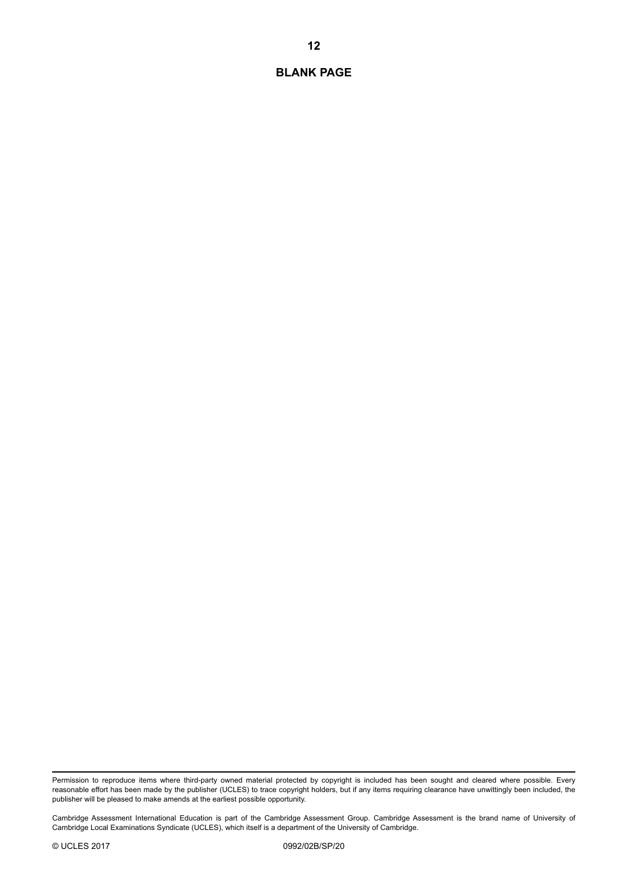**BLANK PAGE**

Permission to reproduce items where third-party owned material protected by copyright is included has been sought and cleared where possible. Every reasonable effort has been made by the publisher (UCLES) to trace copyright holders, but if any items requiring clearance have unwittingly been included, the publisher will be pleased to make amends at the earliest possible opportunity.

Cambridge Assessment International Education is part of the Cambridge Assessment Group. Cambridge Assessment is the brand name of University of Cambridge Local Examinations Syndicate (UCLES), which itself is a department of the University of Cambridge.

© UCLES 2017 0992/02B/SP/20